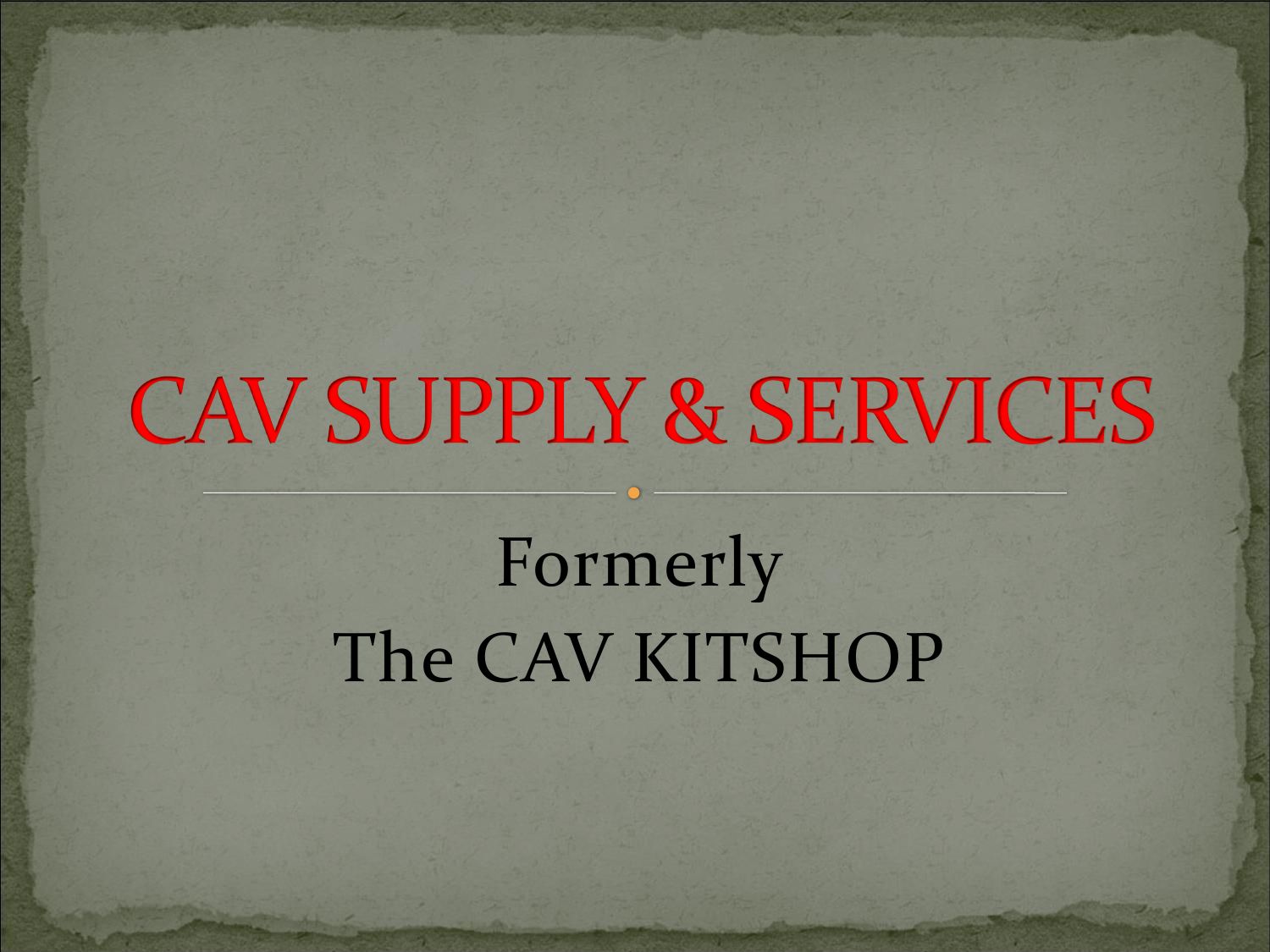# CAV SUPPLY & SERVICES

Formerly
The CAV KITSHOP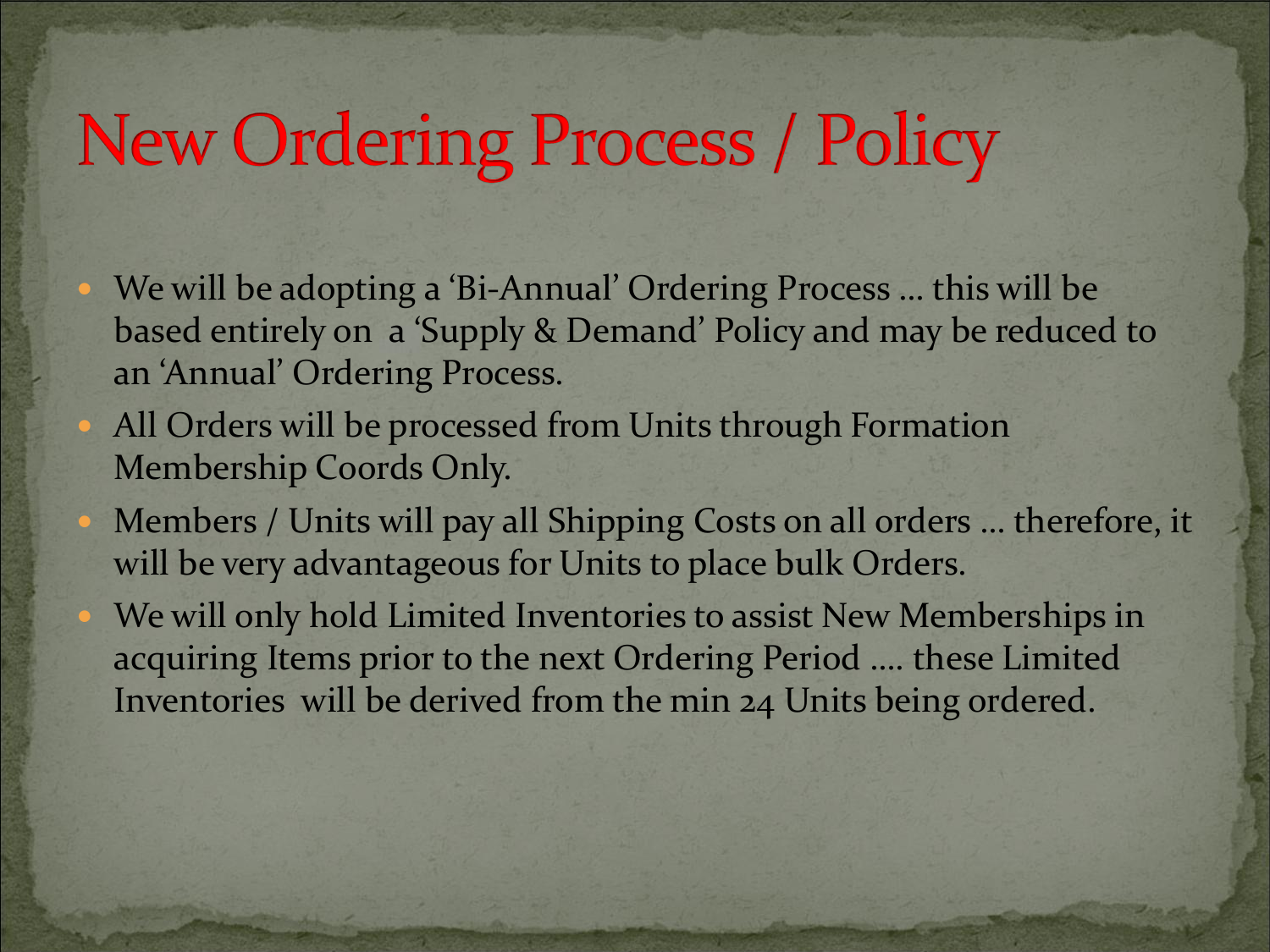# New Ordering Process / Policy

- We will be adopting a 'Bi-Annual' Ordering Process … this will be based entirely on a 'Supply & Demand' Policy and may be reduced to an 'Annual' Ordering Process.
- All Orders will be processed from Units through Formation Membership Coords Only.
- Members / Units will pay all Shipping Costs on all orders … therefore, it will be very advantageous for Units to place bulk Orders.
- We will only hold Limited Inventories to assist New Memberships in acquiring Items prior to the next Ordering Period …. these Limited Inventories will be derived from the min 24 Units being ordered.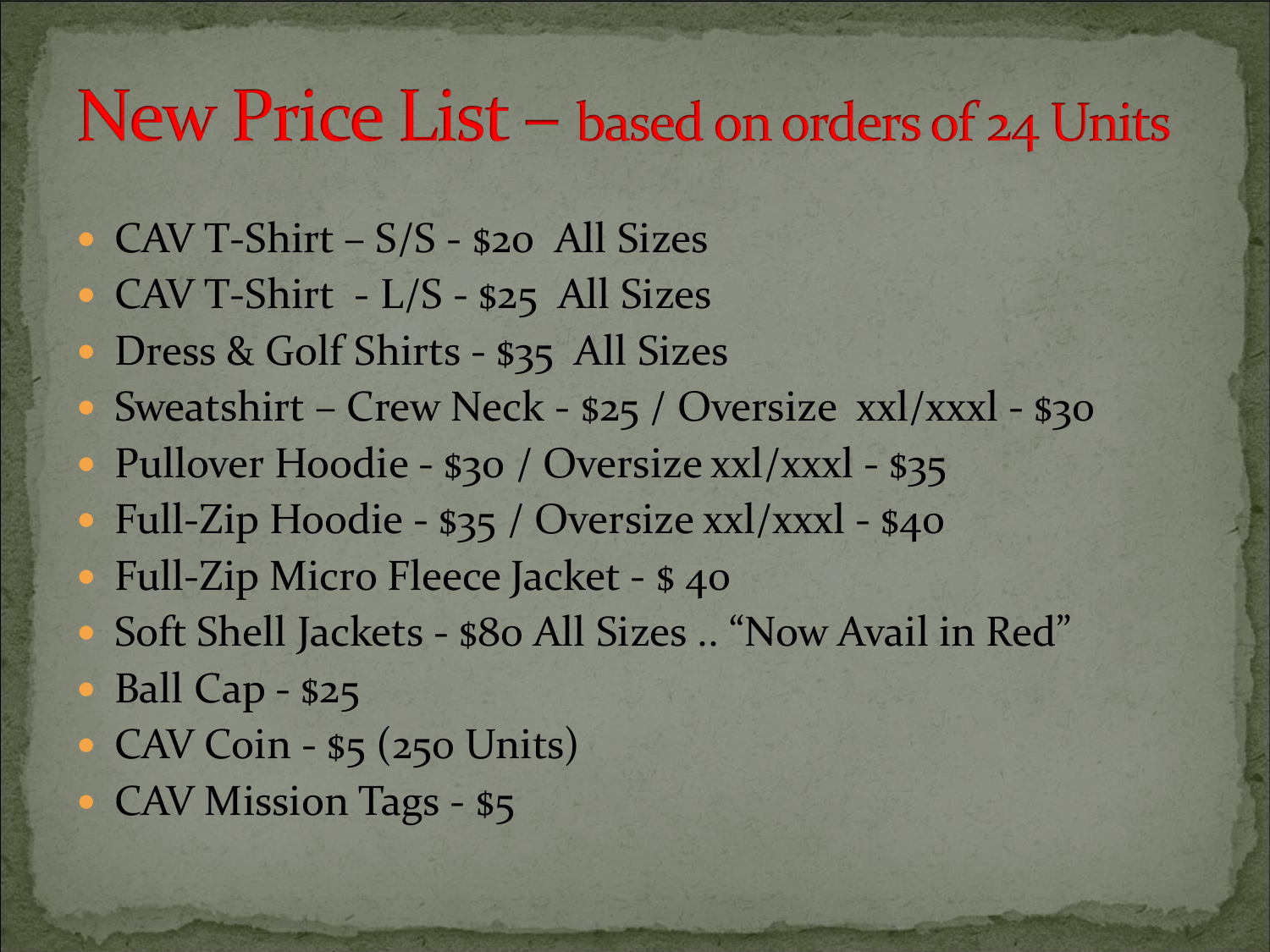# New Price List – based on orders of 24 Units

- CAV T-Shirt – S/S - $20  All Sizes
- CAV T-Shirt  - L/S - $25  All Sizes
- Dress & Golf Shirts - $35  All Sizes
- Sweatshirt – Crew Neck - $25 / Oversize  xxl/xxxl - $30
- Pullover Hoodie - $30 / Oversize xxl/xxxl - $35
- Full-Zip Hoodie - $35 / Oversize xxl/xxxl - $40
- Full-Zip Micro Fleece Jacket - $ 40
- Soft Shell Jackets - $80 All Sizes .. “Now Avail in Red”
- Ball Cap - $25
- CAV Coin - $5 (250 Units)
- CAV Mission Tags - $5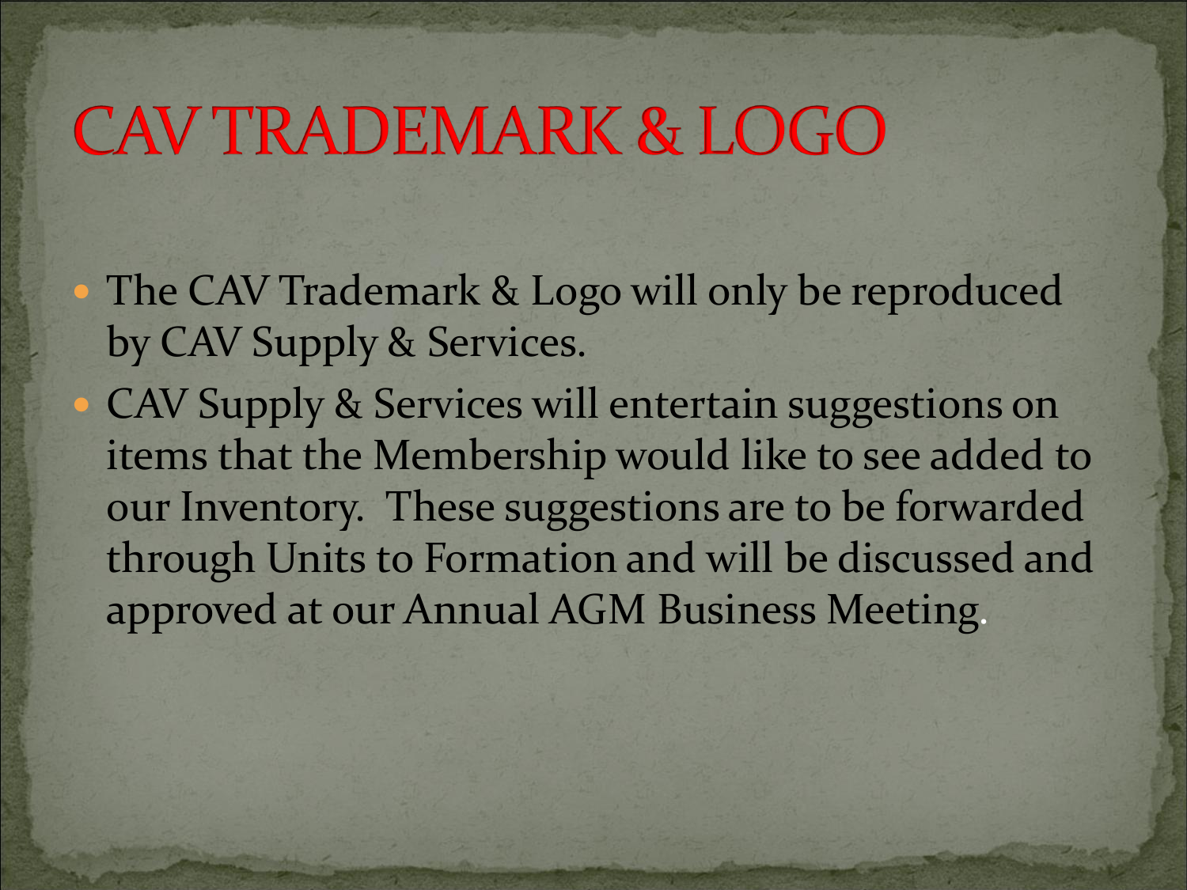# CAV TRADEMARK & LOGO

- The CAV Trademark & Logo will only be reproduced by CAV Supply & Services.
- CAV Supply & Services will entertain suggestions on items that the Membership would like to see added to our Inventory. These suggestions are to be forwarded through Units to Formation and will be discussed and approved at our Annual AGM Business Meeting.